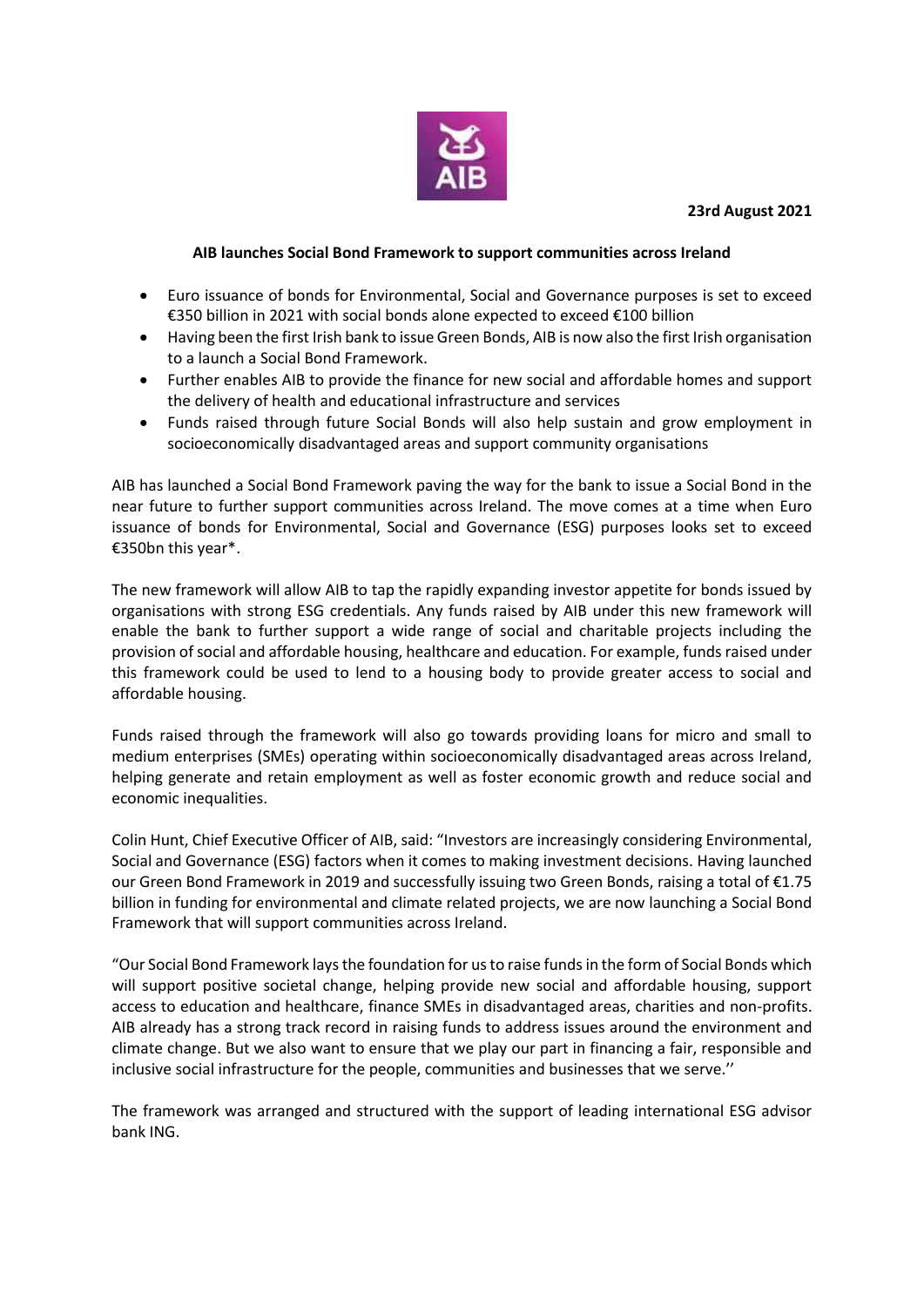**23rd August 2021**

**AIB launches Social Bond Framework to support communities across Ireland**

- Euro issuance of bonds for Environmental, Social and Governance purposes is set to exceed €350 billion in 2021 with social bonds alone expected to exceed €100 billion
- Having been the first Irish bank to issue Green Bonds, AIB is now also the first Irish organisation to a launch a Social Bond Framework.
- Further enables AIB to provide the finance for new social and affordable homes and support the delivery of health and educational infrastructure and services
- Funds raised through future Social Bonds will also help sustain and grow employment in socioeconomically disadvantaged areas and support community organisations

AIB has launched a Social Bond Framework paving the way for the bank to issue a Social Bond in the near future to further support communities across Ireland. The move comes at a time when Euro issuance of bonds for Environmental, Social and Governance (ESG) purposes looks set to exceed €350bn this year*.

The new framework will allow AIB to tap the rapidly expanding investor appetite for bonds issued by organisations with strong ESG credentials. Any funds raised by AIB under this new framework will enable the bank to further support a wide range of social and charitable projects including the provision of social and affordable housing, healthcare and education. For example, funds raised under this framework could be used to lend to a housing body to provide greater access to social and affordable housing.

Funds raised through the framework will also go towards providing loans for micro and small to medium enterprises (SMEs) operating within socioeconomically disadvantaged areas across Ireland, helping generate and retain employment as well as foster economic growth and reduce social and economic inequalities.

Colin Hunt, Chief Executive Officer of AIB, said: "Investors are increasingly considering Environmental, Social and Governance (ESG) factors when it comes to making investment decisions. Having launched our Green Bond Framework in 2019 and successfully issuing two Green Bonds, raising a total of €1.75 billion in funding for environmental and climate related projects, we are now launching a Social Bond Framework that will support communities across Ireland.

"Our Social Bond Framework lays the foundation for us to raise funds in the form of Social Bonds which will support positive societal change, helping provide new social and affordable housing, support access to education and healthcare, finance SMEs in disadvantaged areas, charities and non-profits. AIB already has a strong track record in raising funds to address issues around the environment and climate change. But we also want to ensure that we play our part in financing a fair, responsible and inclusive social infrastructure for the people, communities and businesses that we serve.''

The framework was arranged and structured with the support of leading international ESG advisor bank ING.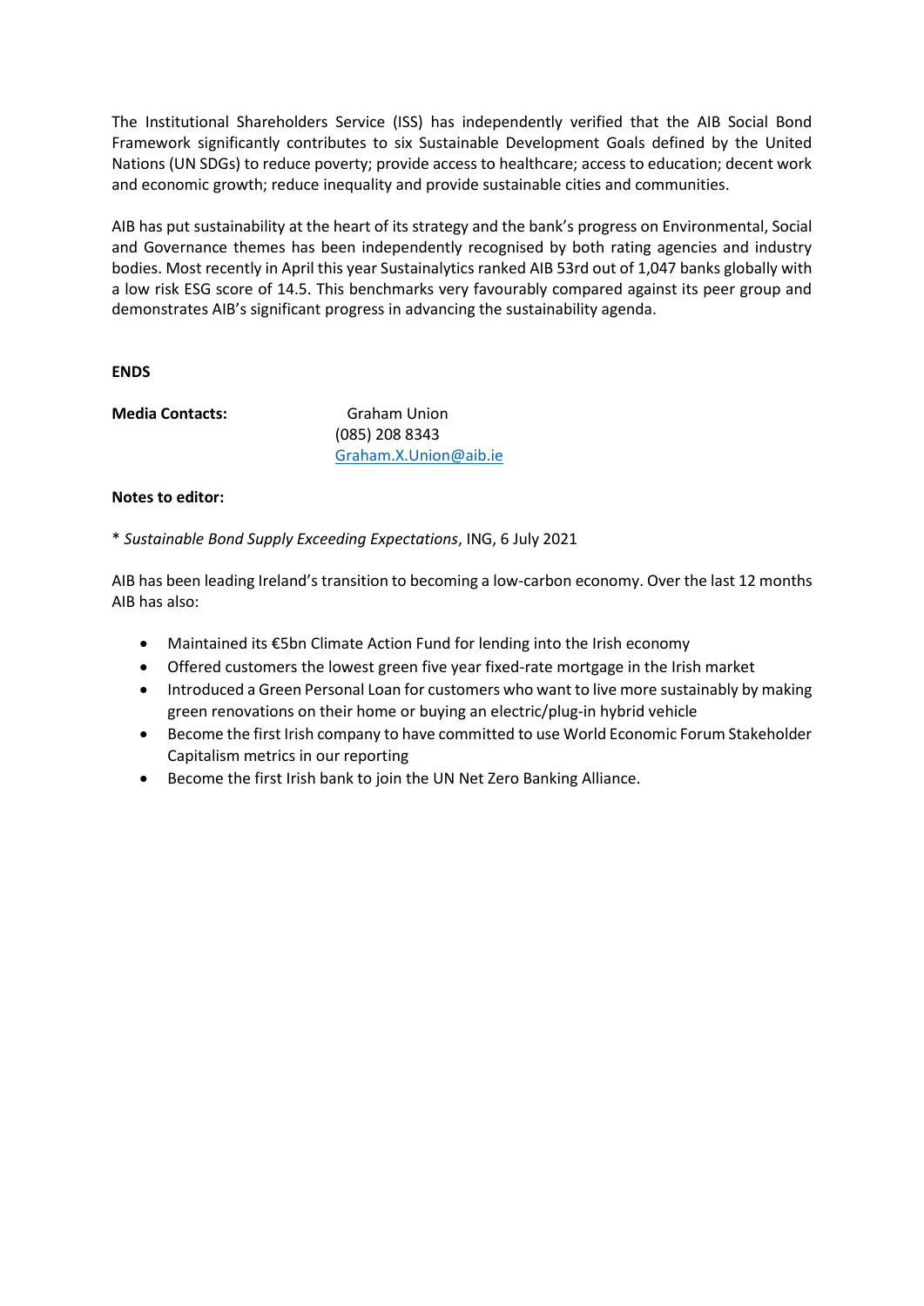The Institutional Shareholders Service (ISS) has independently verified that the AIB Social Bond Framework significantly contributes to six Sustainable Development Goals defined by the United Nations (UN SDGs) to reduce poverty; provide access to healthcare; access to education; decent work and economic growth; reduce inequality and provide sustainable cities and communities.

AIB has put sustainability at the heart of its strategy and the bank's progress on Environmental, Social and Governance themes has been independently recognised by both rating agencies and industry bodies. Most recently in April this year Sustainalytics ranked AIB 53rd out of 1,047 banks globally with a low risk ESG score of 14.5. This benchmarks very favourably compared against its peer group and demonstrates AIB's significant progress in advancing the sustainability agenda.

**ENDS**

**Media Contacts:** Graham Union
(085) 208 8343
Graham.X.Union@aib.ie

**Notes to editor:**

* *Sustainable Bond Supply Exceeding Expectations*, ING, 6 July 2021

AIB has been leading Ireland's transition to becoming a low-carbon economy. Over the last 12 months AIB has also:

- Maintained its €5bn Climate Action Fund for lending into the Irish economy
- Offered customers the lowest green five year fixed-rate mortgage in the Irish market
- Introduced a Green Personal Loan for customers who want to live more sustainably by making green renovations on their home or buying an electric/plug-in hybrid vehicle
- Become the first Irish company to have committed to use World Economic Forum Stakeholder Capitalism metrics in our reporting
- Become the first Irish bank to join the UN Net Zero Banking Alliance.